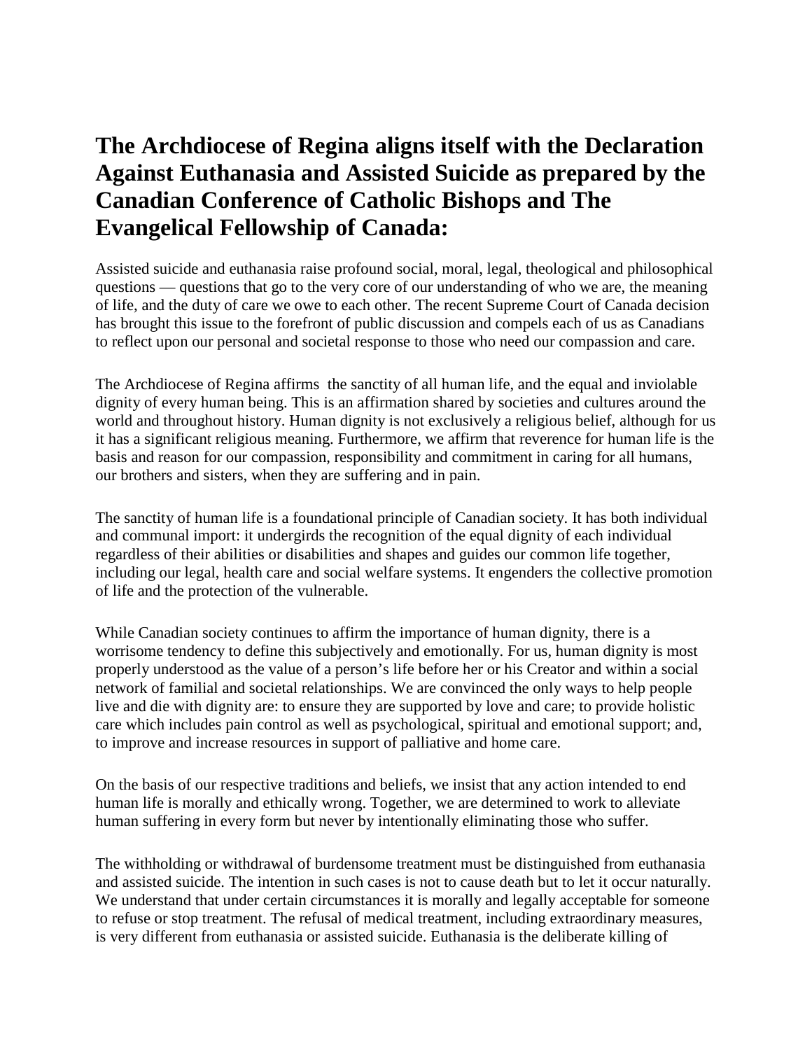# The Archdiocese of Regina aligns itself with the Declaration Against Euthanasia and Assisted Suicide as prepared by the Canadian Conference of Catholic Bishops and The Evangelical Fellowship of Canada:

Assisted suicide and euthanasia raise profound social, moral, legal, theological and philosophical questions — questions that go to the very core of our understanding of who we are, the meaning of life, and the duty of care we owe to each other. The recent Supreme Court of Canada decision has brought this issue to the forefront of public discussion and compels each of us as Canadians to reflect upon our personal and societal response to those who need our compassion and care.

The Archdiocese of Regina affirms the sanctity of all human life, and the equal and inviolable dignity of every human being. This is an affirmation shared by societies and cultures around the world and throughout history. Human dignity is not exclusively a religious belief, although for us it has a significant religious meaning. Furthermore, we affirm that reverence for human life is the basis and reason for our compassion, responsibility and commitment in caring for all humans, our brothers and sisters, when they are suffering and in pain.

The sanctity of human life is a foundational principle of Canadian society. It has both individual and communal import: it undergirds the recognition of the equal dignity of each individual regardless of their abilities or disabilities and shapes and guides our common life together, including our legal, health care and social welfare systems. It engenders the collective promotion of life and the protection of the vulnerable.

While Canadian society continues to affirm the importance of human dignity, there is a worrisome tendency to define this subjectively and emotionally. For us, human dignity is most properly understood as the value of a person's life before her or his Creator and within a social network of familial and societal relationships. We are convinced the only ways to help people live and die with dignity are: to ensure they are supported by love and care; to provide holistic care which includes pain control as well as psychological, spiritual and emotional support; and, to improve and increase resources in support of palliative and home care.

On the basis of our respective traditions and beliefs, we insist that any action intended to end human life is morally and ethically wrong. Together, we are determined to work to alleviate human suffering in every form but never by intentionally eliminating those who suffer.

The withholding or withdrawal of burdensome treatment must be distinguished from euthanasia and assisted suicide. The intention in such cases is not to cause death but to let it occur naturally. We understand that under certain circumstances it is morally and legally acceptable for someone to refuse or stop treatment. The refusal of medical treatment, including extraordinary measures, is very different from euthanasia or assisted suicide. Euthanasia is the deliberate killing of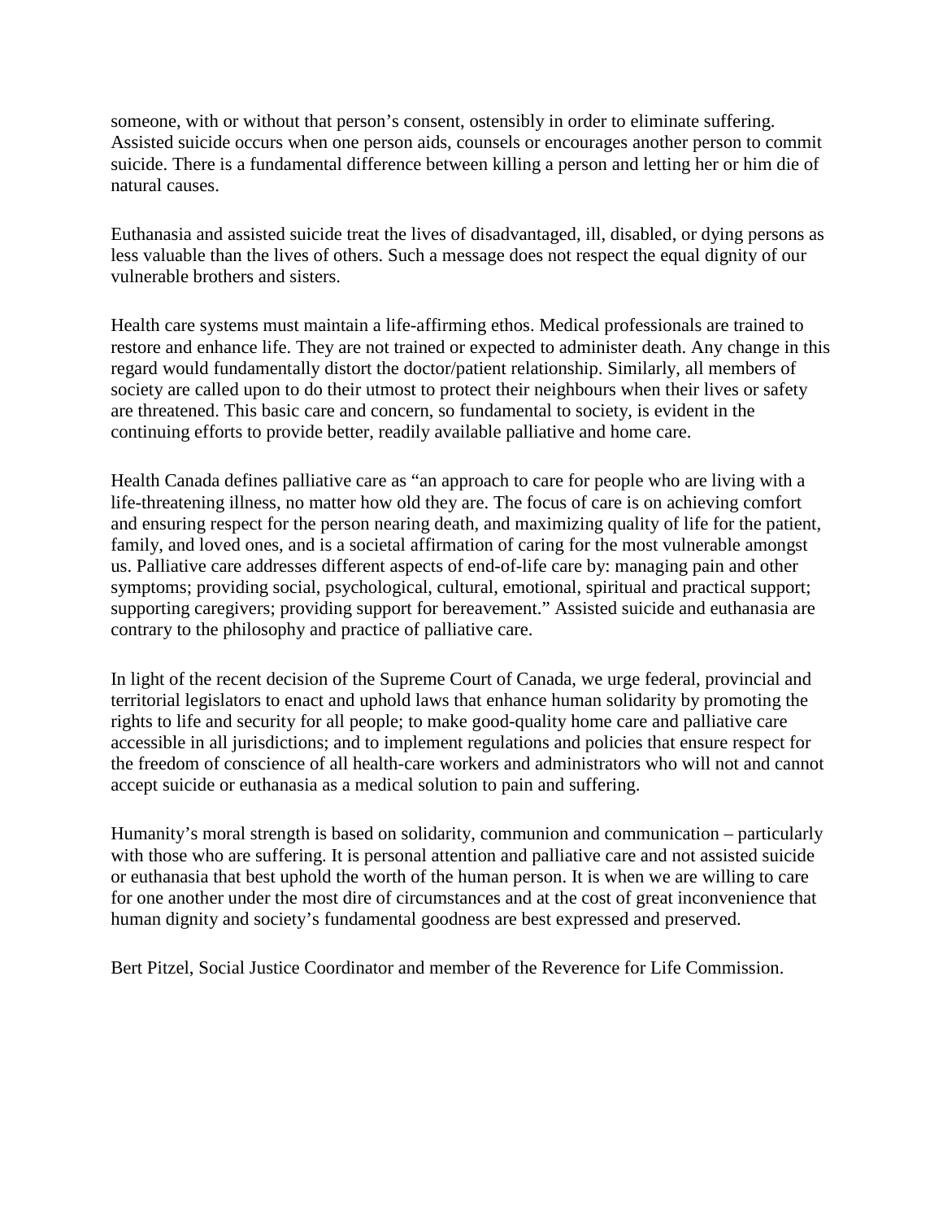someone, with or without that person's consent, ostensibly in order to eliminate suffering. Assisted suicide occurs when one person aids, counsels or encourages another person to commit suicide. There is a fundamental difference between killing a person and letting her or him die of natural causes.

Euthanasia and assisted suicide treat the lives of disadvantaged, ill, disabled, or dying persons as less valuable than the lives of others. Such a message does not respect the equal dignity of our vulnerable brothers and sisters.

Health care systems must maintain a life-affirming ethos. Medical professionals are trained to restore and enhance life. They are not trained or expected to administer death. Any change in this regard would fundamentally distort the doctor/patient relationship. Similarly, all members of society are called upon to do their utmost to protect their neighbours when their lives or safety are threatened. This basic care and concern, so fundamental to society, is evident in the continuing efforts to provide better, readily available palliative and home care.

Health Canada defines palliative care as "an approach to care for people who are living with a life-threatening illness, no matter how old they are. The focus of care is on achieving comfort and ensuring respect for the person nearing death, and maximizing quality of life for the patient, family, and loved ones, and is a societal affirmation of caring for the most vulnerable amongst us. Palliative care addresses different aspects of end-of-life care by: managing pain and other symptoms; providing social, psychological, cultural, emotional, spiritual and practical support; supporting caregivers; providing support for bereavement." Assisted suicide and euthanasia are contrary to the philosophy and practice of palliative care.

In light of the recent decision of the Supreme Court of Canada, we urge federal, provincial and territorial legislators to enact and uphold laws that enhance human solidarity by promoting the rights to life and security for all people; to make good-quality home care and palliative care accessible in all jurisdictions; and to implement regulations and policies that ensure respect for the freedom of conscience of all health-care workers and administrators who will not and cannot accept suicide or euthanasia as a medical solution to pain and suffering.

Humanity's moral strength is based on solidarity, communion and communication – particularly with those who are suffering. It is personal attention and palliative care and not assisted suicide or euthanasia that best uphold the worth of the human person. It is when we are willing to care for one another under the most dire of circumstances and at the cost of great inconvenience that human dignity and society's fundamental goodness are best expressed and preserved.

Bert Pitzel, Social Justice Coordinator and member of the Reverence for Life Commission.